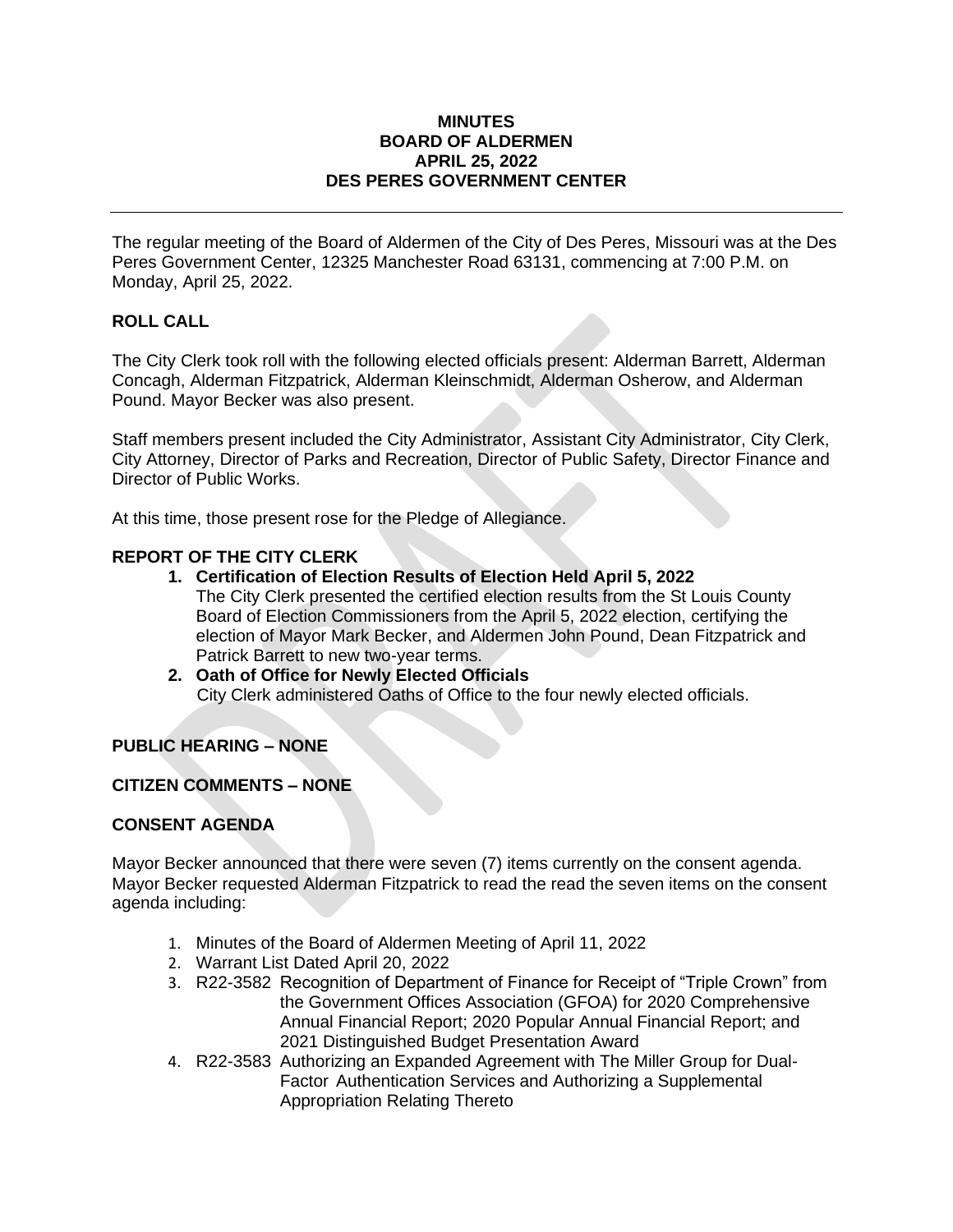**MINUTES**
**BOARD OF ALDERMEN**
**APRIL 25, 2022**
**DES PERES GOVERNMENT CENTER**

---

The regular meeting of the Board of Aldermen of the City of Des Peres, Missouri was at the Des Peres Government Center, 12325 Manchester Road 63131, commencing at 7:00 P.M. on Monday, April 25, 2022.

## ROLL CALL

The City Clerk took roll with the following elected officials present: Alderman Barrett, Alderman Concagh, Alderman Fitzpatrick, Alderman Kleinschmidt, Alderman Osherow, and Alderman Pound. Mayor Becker was also present.

Staff members present included the City Administrator, Assistant City Administrator, City Clerk, City Attorney, Director of Parks and Recreation, Director of Public Safety, Director Finance and Director of Public Works.

At this time, those present rose for the Pledge of Allegiance.

## REPORT OF THE CITY CLERK

1. **Certification of Election Results of Election Held April 5, 2022**
   The City Clerk presented the certified election results from the St Louis County Board of Election Commissioners from the April 5, 2022 election, certifying the election of Mayor Mark Becker, and Aldermen John Pound, Dean Fitzpatrick and Patrick Barrett to new two-year terms.
2. **Oath of Office for Newly Elected Officials**
   City Clerk administered Oaths of Office to the four newly elected officials.

## PUBLIC HEARING – NONE

## CITIZEN COMMENTS – NONE

## CONSENT AGENDA

Mayor Becker announced that there were seven (7) items currently on the consent agenda. Mayor Becker requested Alderman Fitzpatrick to read the read the seven items on the consent agenda including:

1. Minutes of the Board of Aldermen Meeting of April 11, 2022
2. Warrant List Dated April 20, 2022
3. R22-3582 Recognition of Department of Finance for Receipt of "Triple Crown" from the Government Offices Association (GFOA) for 2020 Comprehensive Annual Financial Report; 2020 Popular Annual Financial Report; and 2021 Distinguished Budget Presentation Award
4. R22-3583 Authorizing an Expanded Agreement with The Miller Group for Dual-Factor Authentication Services and Authorizing a Supplemental Appropriation Relating Thereto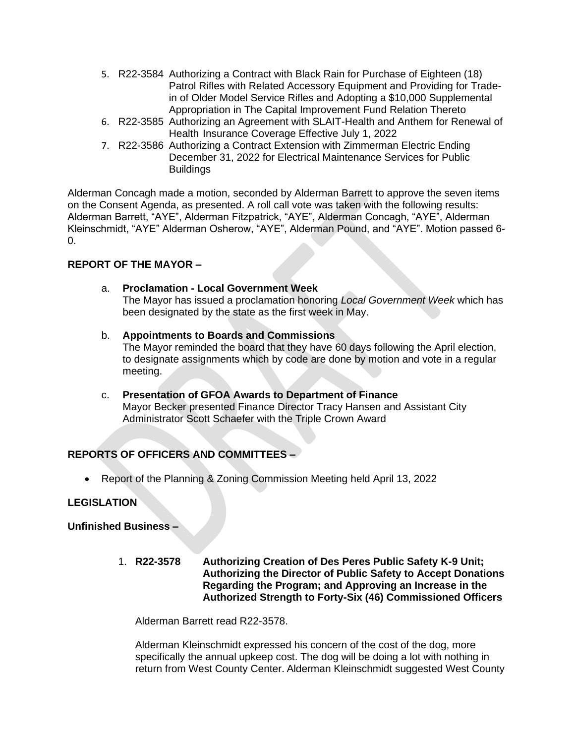5. R22-3584 Authorizing a Contract with Black Rain for Purchase of Eighteen (18) Patrol Rifles with Related Accessory Equipment and Providing for Trade-in of Older Model Service Rifles and Adopting a $10,000 Supplemental Appropriation in The Capital Improvement Fund Relation Thereto
6. R22-3585 Authorizing an Agreement with SLAIT-Health and Anthem for Renewal of Health Insurance Coverage Effective July 1, 2022
7. R22-3586 Authorizing a Contract Extension with Zimmerman Electric Ending December 31, 2022 for Electrical Maintenance Services for Public Buildings

Alderman Concagh made a motion, seconded by Alderman Barrett to approve the seven items on the Consent Agenda, as presented. A roll call vote was taken with the following results: Alderman Barrett, "AYE", Alderman Fitzpatrick, "AYE", Alderman Concagh, "AYE", Alderman Kleinschmidt, "AYE" Alderman Osherow, "AYE", Alderman Pound, and "AYE". Motion passed 6-0.

**REPORT OF THE MAYOR –**

a. **Proclamation - Local Government Week**
   The Mayor has issued a proclamation honoring *Local Government Week* which has been designated by the state as the first week in May.

b. **Appointments to Boards and Commissions**
   The Mayor reminded the board that they have 60 days following the April election, to designate assignments which by code are done by motion and vote in a regular meeting.

c. **Presentation of GFOA Awards to Department of Finance**
   Mayor Becker presented Finance Director Tracy Hansen and Assistant City Administrator Scott Schaefer with the Triple Crown Award

**REPORTS OF OFFICERS AND COMMITTEES –**

- Report of the Planning & Zoning Commission Meeting held April 13, 2022

**LEGISLATION**

**Unfinished Business –**

1. **R22-3578 Authorizing Creation of Des Peres Public Safety K-9 Unit; Authorizing the Director of Public Safety to Accept Donations Regarding the Program; and Approving an Increase in the Authorized Strength to Forty-Six (46) Commissioned Officers**

   Alderman Barrett read R22-3578.

   Alderman Kleinschmidt expressed his concern of the cost of the dog, more specifically the annual upkeep cost. The dog will be doing a lot with nothing in return from West County Center. Alderman Kleinschmidt suggested West County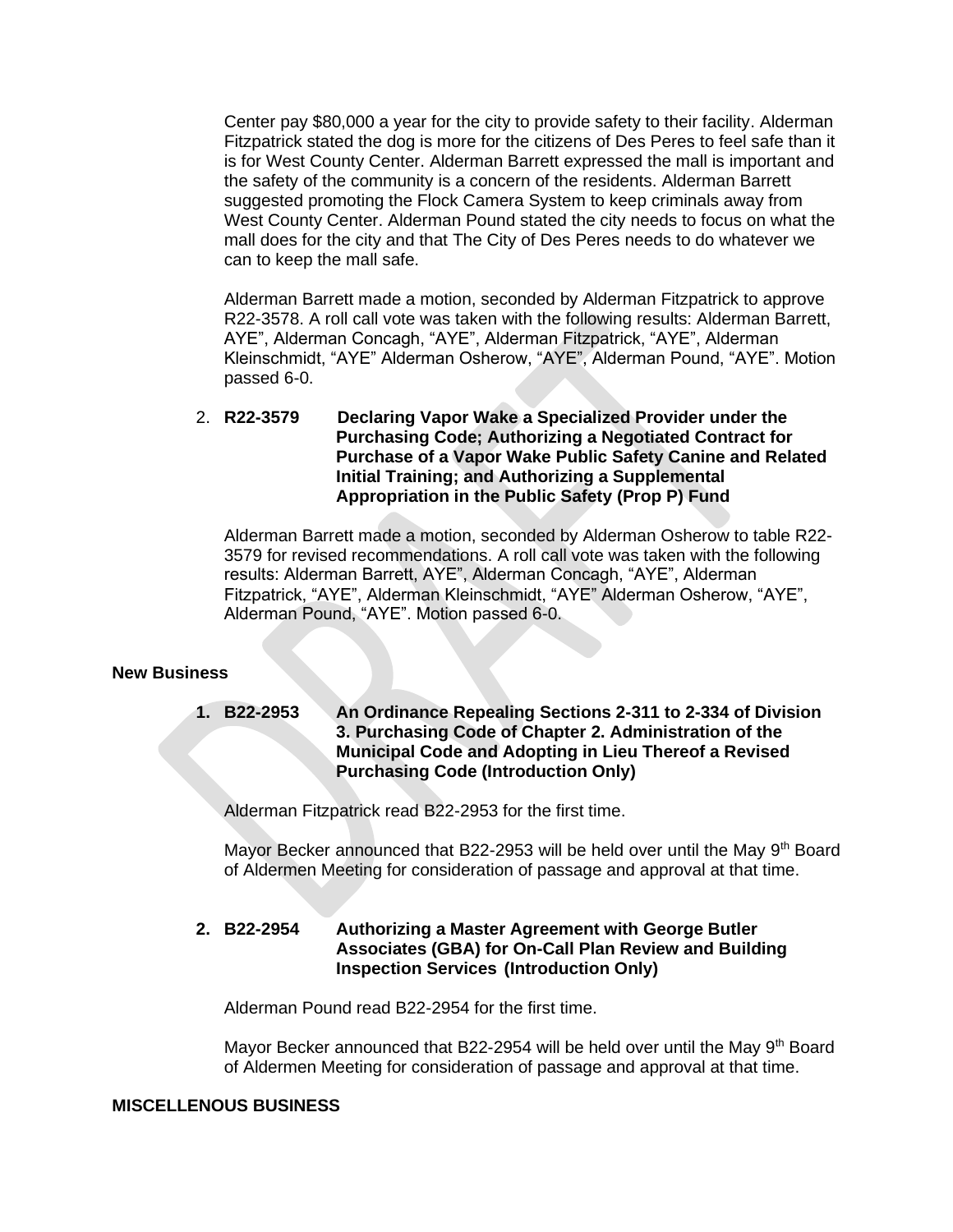Center pay $80,000 a year for the city to provide safety to their facility. Alderman Fitzpatrick stated the dog is more for the citizens of Des Peres to feel safe than it is for West County Center. Alderman Barrett expressed the mall is important and the safety of the community is a concern of the residents. Alderman Barrett suggested promoting the Flock Camera System to keep criminals away from West County Center. Alderman Pound stated the city needs to focus on what the mall does for the city and that The City of Des Peres needs to do whatever we can to keep the mall safe.

Alderman Barrett made a motion, seconded by Alderman Fitzpatrick to approve R22-3578. A roll call vote was taken with the following results: Alderman Barrett, AYE", Alderman Concagh, "AYE", Alderman Fitzpatrick, "AYE", Alderman Kleinschmidt, "AYE" Alderman Osherow, "AYE", Alderman Pound, "AYE". Motion passed 6-0.

2. **R22-3579 Declaring Vapor Wake a Specialized Provider under the Purchasing Code; Authorizing a Negotiated Contract for Purchase of a Vapor Wake Public Safety Canine and Related Initial Training; and Authorizing a Supplemental Appropriation in the Public Safety (Prop P) Fund**

   Alderman Barrett made a motion, seconded by Alderman Osherow to table R22-3579 for revised recommendations. A roll call vote was taken with the following results: Alderman Barrett, AYE", Alderman Concagh, "AYE", Alderman Fitzpatrick, "AYE", Alderman Kleinschmidt, "AYE" Alderman Osherow, "AYE", Alderman Pound, "AYE". Motion passed 6-0.

**New Business**

1. **B22-2953 An Ordinance Repealing Sections 2-311 to 2-334 of Division 3. Purchasing Code of Chapter 2. Administration of the Municipal Code and Adopting in Lieu Thereof a Revised Purchasing Code (Introduction Only)**

   Alderman Fitzpatrick read B22-2953 for the first time.

   Mayor Becker announced that B22-2953 will be held over until the May 9th Board of Aldermen Meeting for consideration of passage and approval at that time.

2. **B22-2954 Authorizing a Master Agreement with George Butler Associates (GBA) for On-Call Plan Review and Building Inspection Services (Introduction Only)**

   Alderman Pound read B22-2954 for the first time.

   Mayor Becker announced that B22-2954 will be held over until the May 9th Board of Aldermen Meeting for consideration of passage and approval at that time.

**MISCELLENOUS BUSINESS**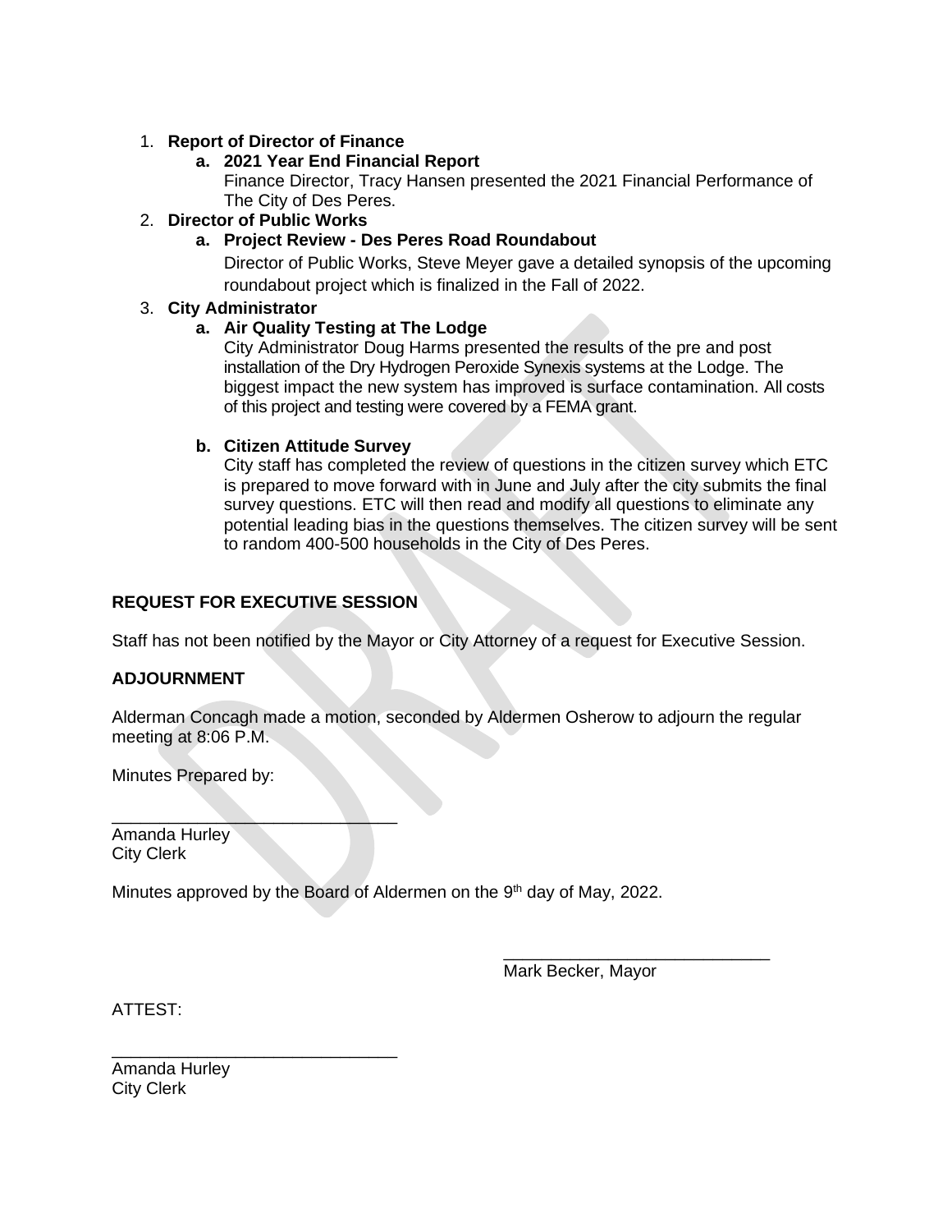1. **Report of Director of Finance**
   a. **2021 Year End Financial Report**
      Finance Director, Tracy Hansen presented the 2021 Financial Performance of The City of Des Peres.
2. **Director of Public Works**
   a. **Project Review - Des Peres Road Roundabout**
      Director of Public Works, Steve Meyer gave a detailed synopsis of the upcoming roundabout project which is finalized in the Fall of 2022.
3. **City Administrator**
   a. **Air Quality Testing at The Lodge**
      City Administrator Doug Harms presented the results of the pre and post installation of the Dry Hydrogen Peroxide Synexis systems at the Lodge. The biggest impact the new system has improved is surface contamination. All costs of this project and testing were covered by a FEMA grant.

   b. **Citizen Attitude Survey**
      City staff has completed the review of questions in the citizen survey which ETC is prepared to move forward with in June and July after the city submits the final survey questions. ETC will then read and modify all questions to eliminate any potential leading bias in the questions themselves. The citizen survey will be sent to random 400-500 households in the City of Des Peres.

**REQUEST FOR EXECUTIVE SESSION**

Staff has not been notified by the Mayor or City Attorney of a request for Executive Session.

**ADJOURNMENT**

Alderman Concagh made a motion, seconded by Aldermen Osherow to adjourn the regular meeting at 8:06 P.M.

Minutes Prepared by:

_______________________________
Amanda Hurley
City Clerk

Minutes approved by the Board of Aldermen on the 9th day of May, 2022.

_____________________________
Mark Becker, Mayor

ATTEST:

_______________________________
Amanda Hurley
City Clerk